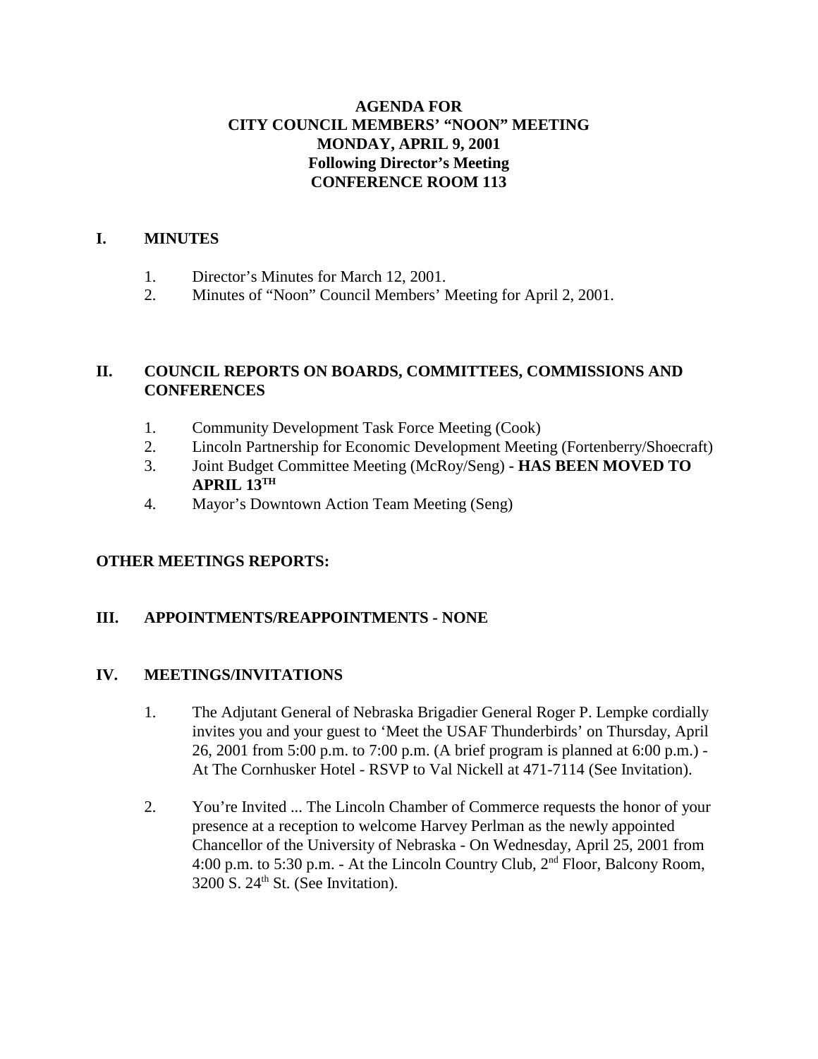# AGENDA FOR
# CITY COUNCIL MEMBERS' "NOON" MEETING
# MONDAY, APRIL 9, 2001
# Following Director's Meeting
# CONFERENCE ROOM 113

## I. MINUTES

1. Director's Minutes for March 12, 2001.
2. Minutes of "Noon" Council Members' Meeting for April 2, 2001.

## II. COUNCIL REPORTS ON BOARDS, COMMITTEES, COMMISSIONS AND CONFERENCES

1. Community Development Task Force Meeting (Cook)
2. Lincoln Partnership for Economic Development Meeting (Fortenberry/Shoecraft)
3. Joint Budget Committee Meeting (McRoy/Seng) **- HAS BEEN MOVED TO APRIL 13TH**
4. Mayor's Downtown Action Team Meeting (Seng)

## OTHER MEETINGS REPORTS:

## III. APPOINTMENTS/REAPPOINTMENTS - NONE

## IV. MEETINGS/INVITATIONS

1. The Adjutant General of Nebraska Brigadier General Roger P. Lempke cordially invites you and your guest to 'Meet the USAF Thunderbirds' on Thursday, April 26, 2001 from 5:00 p.m. to 7:00 p.m. (A brief program is planned at 6:00 p.m.) - At The Cornhusker Hotel - RSVP to Val Nickell at 471-7114 (See Invitation).

2. You're Invited ... The Lincoln Chamber of Commerce requests the honor of your presence at a reception to welcome Harvey Perlman as the newly appointed Chancellor of the University of Nebraska - On Wednesday, April 25, 2001 from 4:00 p.m. to 5:30 p.m. - At the Lincoln Country Club, 2nd Floor, Balcony Room, 3200 S. 24th St. (See Invitation).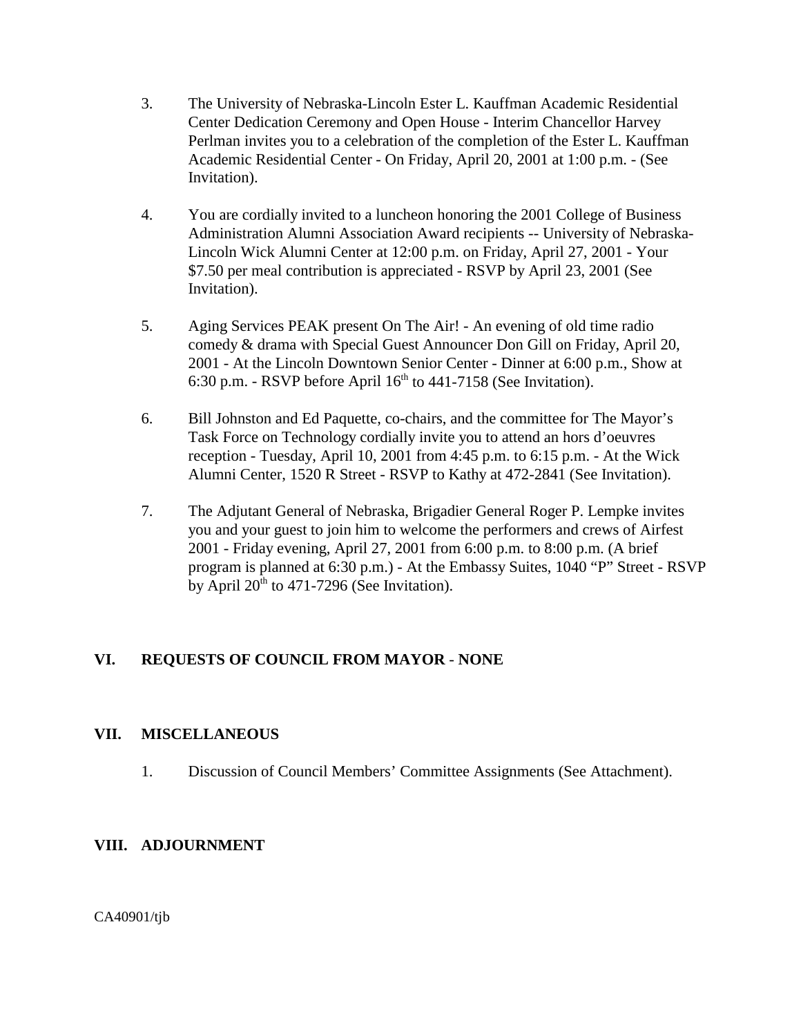3. The University of Nebraska-Lincoln Ester L. Kauffman Academic Residential Center Dedication Ceremony and Open House - Interim Chancellor Harvey Perlman invites you to a celebration of the completion of the Ester L. Kauffman Academic Residential Center - On Friday, April 20, 2001 at 1:00 p.m. - (See Invitation).

4. You are cordially invited to a luncheon honoring the 2001 College of Business Administration Alumni Association Award recipients -- University of Nebraska-Lincoln Wick Alumni Center at 12:00 p.m. on Friday, April 27, 2001 - Your $7.50 per meal contribution is appreciated - RSVP by April 23, 2001 (See Invitation).

5. Aging Services PEAK present On The Air! - An evening of old time radio comedy & drama with Special Guest Announcer Don Gill on Friday, April 20, 2001 - At the Lincoln Downtown Senior Center - Dinner at 6:00 p.m., Show at 6:30 p.m. - RSVP before April 16th to 441-7158 (See Invitation).

6. Bill Johnston and Ed Paquette, co-chairs, and the committee for The Mayor's Task Force on Technology cordially invite you to attend an hors d'oeuvres reception - Tuesday, April 10, 2001 from 4:45 p.m. to 6:15 p.m. - At the Wick Alumni Center, 1520 R Street - RSVP to Kathy at 472-2841 (See Invitation).

7. The Adjutant General of Nebraska, Brigadier General Roger P. Lempke invites you and your guest to join him to welcome the performers and crews of Airfest 2001 - Friday evening, April 27, 2001 from 6:00 p.m. to 8:00 p.m. (A brief program is planned at 6:30 p.m.) - At the Embassy Suites, 1040 "P" Street - RSVP by April 20th to 471-7296 (See Invitation).

## VI. REQUESTS OF COUNCIL FROM MAYOR - NONE

## VII. MISCELLANEOUS

1. Discussion of Council Members' Committee Assignments (See Attachment).

## VIII. ADJOURNMENT

CA40901/tjb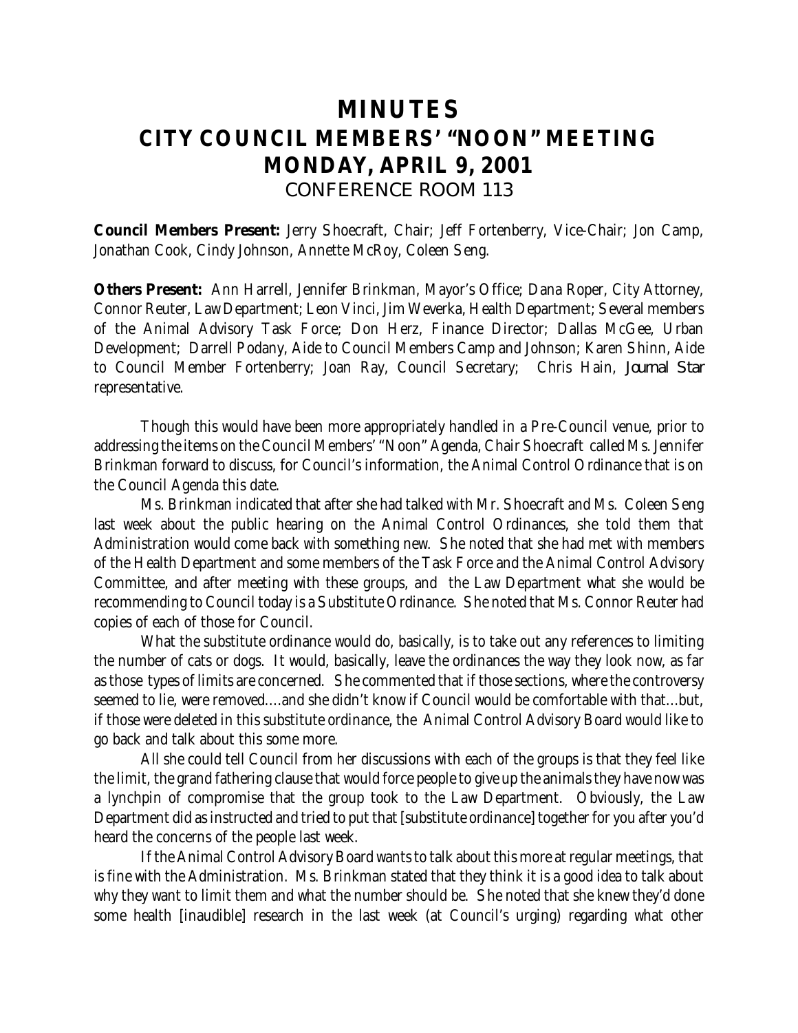# MINUTES
# CITY COUNCIL MEMBERS' "NOON" MEETING
# MONDAY, APRIL 9, 2001
## CONFERENCE ROOM 113

**Council Members Present:** Jerry Shoecraft, Chair; Jeff Fortenberry, Vice-Chair; Jon Camp, Jonathan Cook, Cindy Johnson, Annette McRoy, Coleen Seng.

**Others Present:** Ann Harrell, Jennifer Brinkman, Mayor's Office; Dana Roper, City Attorney, Connor Reuter, Law Department; Leon Vinci, Jim Weverka, Health Department; Several members of the Animal Advisory Task Force; Don Herz, Finance Director; Dallas McGee, Urban Development; Darrell Podany, Aide to Council Members Camp and Johnson; Karen Shinn, Aide to Council Member Fortenberry; Joan Ray, Council Secretary; Chris Hain, *Journal Star* representative.

Though this would have been more appropriately handled in a Pre-Council venue, prior to addressing the items on the Council Members' "Noon" Agenda, Chair Shoecraft called Ms. Jennifer Brinkman forward to discuss, for Council's information, the Animal Control Ordinance that is on the Council Agenda this date.

Ms. Brinkman indicated that after she had talked with Mr. Shoecraft and Ms. Coleen Seng last week about the public hearing on the Animal Control Ordinances, she told them that Administration would come back with something new. She noted that she had met with members of the Health Department and some members of the Task Force and the Animal Control Advisory Committee, and after meeting with these groups, and the Law Department what she would be recommending to Council today is a Substitute Ordinance. She noted that Ms. Connor Reuter had copies of each of those for Council.

What the substitute ordinance would do, basically, is to take out any references to limiting the number of cats or dogs. It would, basically, leave the ordinances the way they look now, as far as those types of limits are concerned. She commented that if those sections, where the controversy seemed to lie, were removed....and she didn't know if Council would be comfortable with that...but, if those were deleted in this substitute ordinance, the Animal Control Advisory Board would like to go back and talk about this some more.

All she could tell Council from her discussions with each of the groups is that they feel like the limit, the grand fathering clause that would force people to give up the animals they have now was a lynchpin of compromise that the group took to the Law Department. Obviously, the Law Department did as instructed and tried to put that [substitute ordinance] together for you after you'd heard the concerns of the people last week.

If the Animal Control Advisory Board wants to talk about this more at regular meetings, that is fine with the Administration. Ms. Brinkman stated that they think it is a good idea to talk about why they want to limit them and what the number should be. She noted that she knew they'd done some health [inaudible] research in the last week (at Council's urging) regarding what other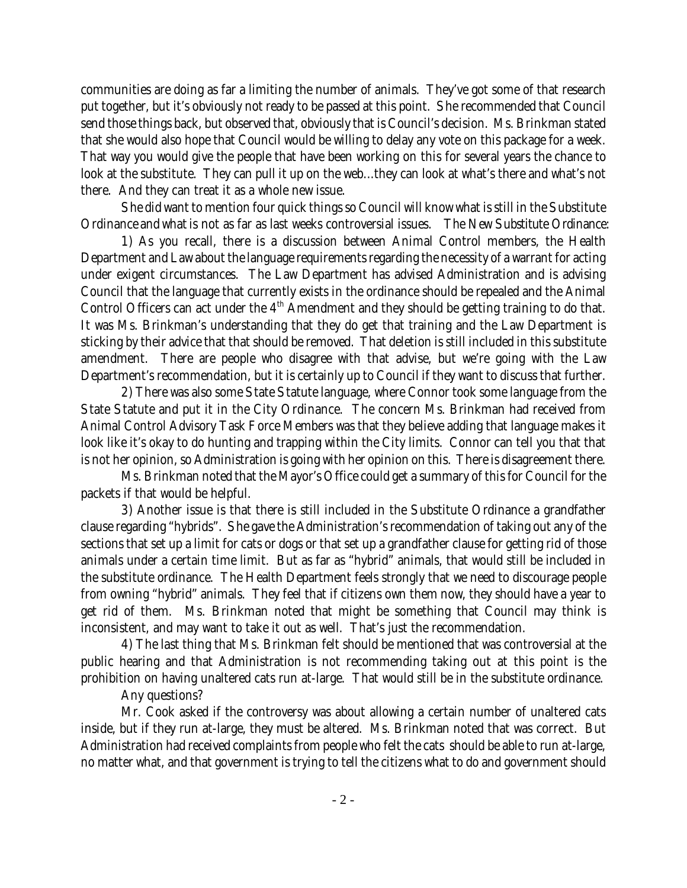communities are doing as far a limiting the number of animals. They've got some of that research put together, but it's obviously not ready to be passed at this point. She recommended that Council send those things back, but observed that, obviously that is Council's decision. Ms. Brinkman stated that she would also hope that Council would be willing to delay any vote on this package for a week. That way you would give the people that have been working on this for several years the chance to look at the substitute. They can pull it up on the web...they can look at what's there and what's not there. And they can treat it as a whole new issue.

She did want to mention four quick things so Council will know what is still in the Substitute Ordinance and what is not as far as last weeks controversial issues. The New Substitute Ordinance:

1) As you recall, there is a discussion between Animal Control members, the Health Department and Law about the language requirements regarding the necessity of a warrant for acting under exigent circumstances. The Law Department has advised Administration and is advising Council that the language that currently exists in the ordinance should be repealed and the Animal Control Officers can act under the 4th Amendment and they should be getting training to do that. It was Ms. Brinkman's understanding that they do get that training and the Law Department is sticking by their advice that that should be removed. That deletion is still included in this substitute amendment. There are people who disagree with that advise, but we're going with the Law Department's recommendation, but it is certainly up to Council if they want to discuss that further.

2) There was also some State Statute language, where Connor took some language from the State Statute and put it in the City Ordinance. The concern Ms. Brinkman had received from Animal Control Advisory Task Force Members was that they believe adding that language makes it look like it's okay to do hunting and trapping within the City limits. Connor can tell you that that is not her opinion, so Administration is going with her opinion on this. There is disagreement there.

Ms. Brinkman noted that the Mayor's Office could get a summary of this for Council for the packets if that would be helpful.

3) Another issue is that there is still included in the Substitute Ordinance a grandfather clause regarding "hybrids". She gave the Administration's recommendation of taking out any of the sections that set up a limit for cats or dogs or that set up a grandfather clause for getting rid of those animals under a certain time limit. But as far as "hybrid" animals, that would still be included in the substitute ordinance. The Health Department feels strongly that we need to discourage people from owning "hybrid" animals. They feel that if citizens own them now, they should have a year to get rid of them. Ms. Brinkman noted that might be something that Council may think is inconsistent, and may want to take it out as well. That's just the recommendation.

4) The last thing that Ms. Brinkman felt should be mentioned that was controversial at the public hearing and that Administration is not recommending taking out at this point is the prohibition on having unaltered cats run at-large. That would still be in the substitute ordinance.

Any questions?

Mr. Cook asked if the controversy was about allowing a certain number of unaltered cats inside, but if they run at-large, they must be altered. Ms. Brinkman noted that was correct. But Administration had received complaints from people who felt the cats should be able to run at-large, no matter what, and that government is trying to tell the citizens what to do and government should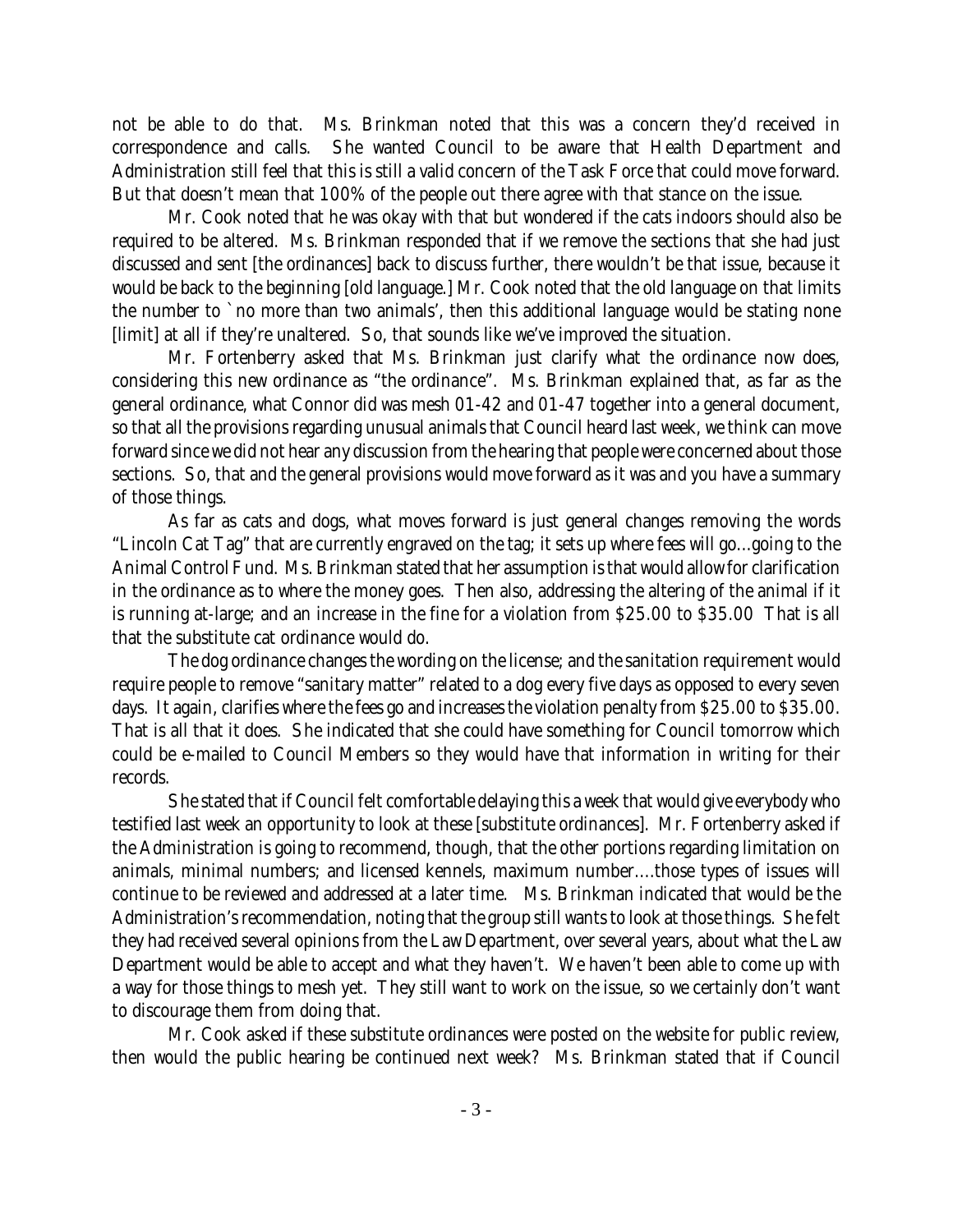not be able to do that. Ms. Brinkman noted that this was a concern they'd received in correspondence and calls. She wanted Council to be aware that Health Department and Administration still feel that this is still a valid concern of the Task Force that could move forward. But that doesn't mean that 100% of the people out there agree with that stance on the issue.

Mr. Cook noted that he was okay with that but wondered if the cats indoors should also be required to be altered. Ms. Brinkman responded that if we remove the sections that she had just discussed and sent [the ordinances] back to discuss further, there wouldn't be that issue, because it would be back to the beginning [old language.] Mr. Cook noted that the old language on that limits the number to `no more than two animals', then this additional language would be stating none [limit] at all if they're unaltered. So, that sounds like we've improved the situation.

Mr. Fortenberry asked that Ms. Brinkman just clarify what the ordinance now does, considering this new ordinance as "the ordinance". Ms. Brinkman explained that, as far as the general ordinance, what Connor did was mesh 01-42 and 01-47 together into a general document, so that all the provisions regarding unusual animals that Council heard last week, we think can move forward since we did not hear any discussion from the hearing that people were concerned about those sections. So, that and the general provisions would move forward as it was and you have a summary of those things.

As far as cats and dogs, what moves forward is just general changes removing the words "Lincoln Cat Tag" that are currently engraved on the tag; it sets up where fees will go...going to the Animal Control Fund. Ms. Brinkman stated that her assumption is that would allow for clarification in the ordinance as to where the money goes. Then also, addressing the altering of the animal if it is running at-large; and an increase in the fine for a violation from $25.00 to $35.00 That is all that the substitute cat ordinance would do.

The dog ordinance changes the wording on the license; and the sanitation requirement would require people to remove "sanitary matter" related to a dog every five days as opposed to every seven days. It again, clarifies where the fees go and increases the violation penalty from $25.00 to $35.00. That is all that it does. She indicated that she could have something for Council tomorrow which could be e-mailed to Council Members so they would have that information in writing for their records.

She stated that if Council felt comfortable delaying this a week that would give everybody who testified last week an opportunity to look at these [substitute ordinances]. Mr. Fortenberry asked if the Administration is going to recommend, though, that the other portions regarding limitation on animals, minimal numbers; and licensed kennels, maximum number....those types of issues will continue to be reviewed and addressed at a later time. Ms. Brinkman indicated that would be the Administration's recommendation, noting that the group still wants to look at those things. She felt they had received several opinions from the Law Department, over several years, about what the Law Department would be able to accept and what they haven't. We haven't been able to come up with a way for those things to mesh yet. They still want to work on the issue, so we certainly don't want to discourage them from doing that.

Mr. Cook asked if these substitute ordinances were posted on the website for public review, then would the public hearing be continued next week? Ms. Brinkman stated that if Council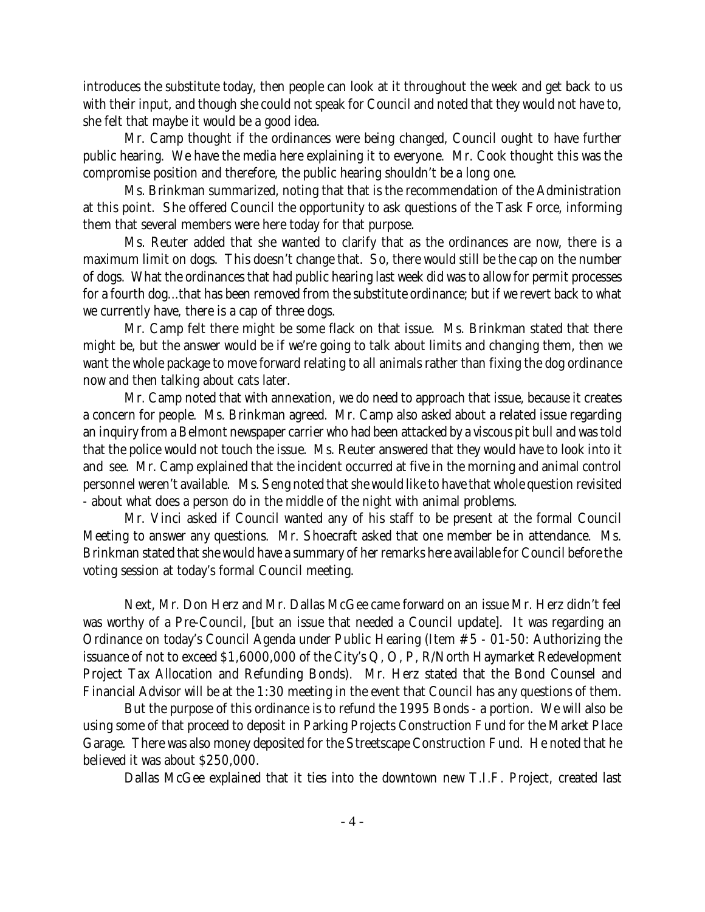introduces the substitute today, then people can look at it throughout the week and get back to us with their input, and though she could not speak for Council and noted that they would not have to, she felt that maybe it would be a good idea.

Mr. Camp thought if the ordinances were being changed, Council ought to have further public hearing. We have the media here explaining it to everyone. Mr. Cook thought this was the compromise position and therefore, the public hearing shouldn't be a long one.

Ms. Brinkman summarized, noting that that is the recommendation of the Administration at this point. She offered Council the opportunity to ask questions of the Task Force, informing them that several members were here today for that purpose.

Ms. Reuter added that she wanted to clarify that as the ordinances are now, there is a maximum limit on dogs. This doesn't change that. So, there would still be the cap on the number of dogs. What the ordinances that had public hearing last week did was to allow for permit processes for a fourth dog...that has been removed from the substitute ordinance; but if we revert back to what we currently have, there is a cap of three dogs.

Mr. Camp felt there might be some flack on that issue. Ms. Brinkman stated that there might be, but the answer would be if we're going to talk about limits and changing them, then we want the whole package to move forward relating to all animals rather than fixing the dog ordinance now and then talking about cats later.

Mr. Camp noted that with annexation, we do need to approach that issue, because it creates a concern for people. Ms. Brinkman agreed. Mr. Camp also asked about a related issue regarding an inquiry from a Belmont newspaper carrier who had been attacked by a viscous pit bull and was told that the police would not touch the issue. Ms. Reuter answered that they would have to look into it and see. Mr. Camp explained that the incident occurred at five in the morning and animal control personnel weren't available. Ms. Seng noted that she would like to have that whole question revisited - about what does a person do in the middle of the night with animal problems.

Mr. Vinci asked if Council wanted any of his staff to be present at the formal Council Meeting to answer any questions. Mr. Shoecraft asked that one member be in attendance. Ms. Brinkman stated that she would have a summary of her remarks here available for Council before the voting session at today's formal Council meeting.

Next, Mr. Don Herz and Mr. Dallas McGee came forward on an issue Mr. Herz didn't feel was worthy of a Pre-Council, [but an issue that needed a Council update]. It was regarding an Ordinance on today's Council Agenda under Public Hearing (Item # 5 - 01-50: Authorizing the issuance of not to exceed $1,6000,000 of the City's Q, O, P, R/North Haymarket Redevelopment Project Tax Allocation and Refunding Bonds). Mr. Herz stated that the Bond Counsel and Financial Advisor will be at the 1:30 meeting in the event that Council has any questions of them.

But the purpose of this ordinance is to refund the 1995 Bonds - a portion. We will also be using some of that proceed to deposit in Parking Projects Construction Fund for the Market Place Garage. There was also money deposited for the Streetscape Construction Fund. He noted that he believed it was about $250,000.

Dallas McGee explained that it ties into the downtown new T.I.F. Project, created last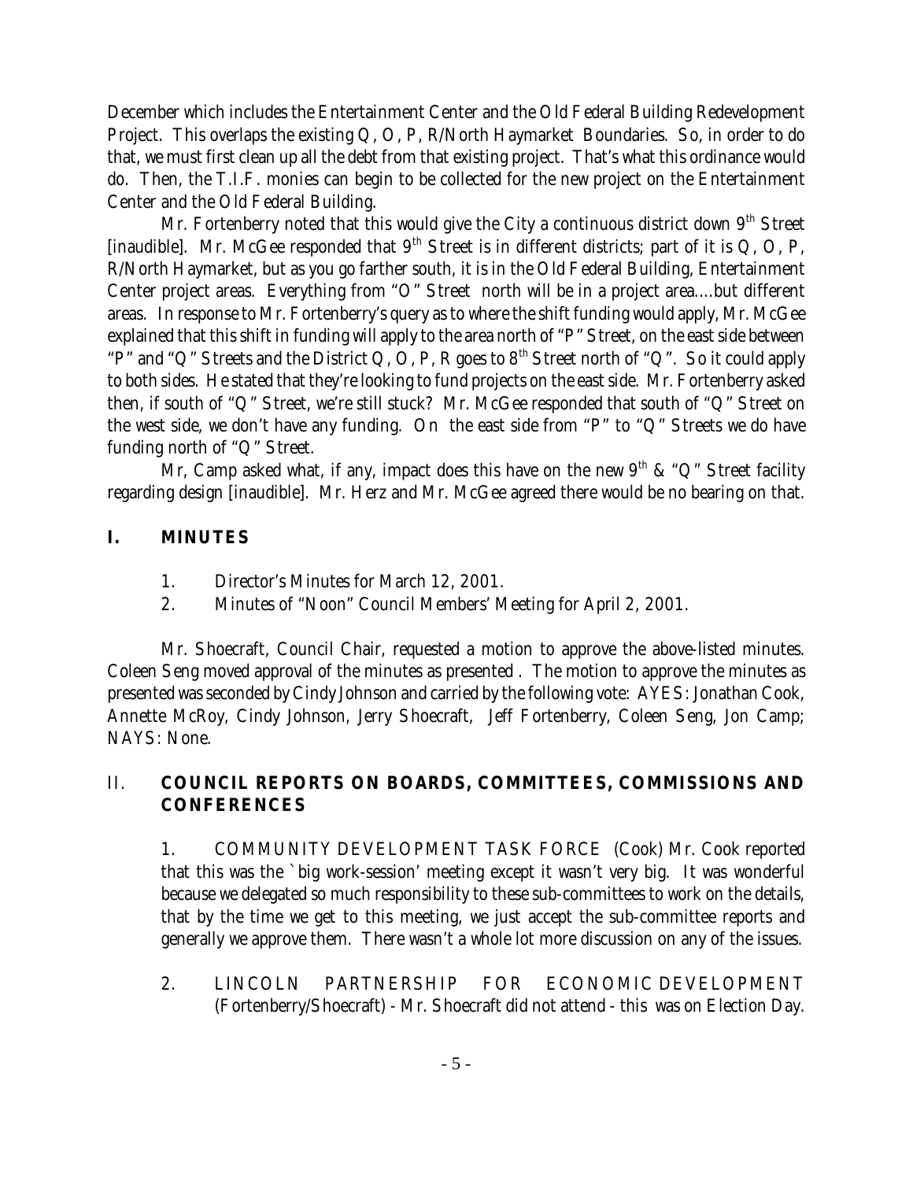December which includes the Entertainment Center and the Old Federal Building Redevelopment Project. This overlaps the existing Q, O, P, R/North Haymarket Boundaries. So, in order to do that, we must first clean up all the debt from that existing project. That's what this ordinance would do. Then, the T.I.F. monies can begin to be collected for the new project on the Entertainment Center and the Old Federal Building.

Mr. Fortenberry noted that this would give the City a continuous district down 9th Street [inaudible]. Mr. McGee responded that 9th Street is in different districts; part of it is Q, O, P, R/North Haymarket, but as you go farther south, it is in the Old Federal Building, Entertainment Center project areas. Everything from "O" Street north will be in a project area....but different areas. In response to Mr. Fortenberry's query as to where the shift funding would apply, Mr. McGee explained that this shift in funding will apply to the area north of "P" Street, on the east side between "P" and "Q" Streets and the District Q, O, P, R goes to 8th Street north of "Q". So it could apply to both sides. He stated that they're looking to fund projects on the east side. Mr. Fortenberry asked then, if south of "Q" Street, we're still stuck? Mr. McGee responded that south of "Q" Street on the west side, we don't have any funding. On the east side from "P" to "Q" Streets we do have funding north of "Q" Street.

Mr, Camp asked what, if any, impact does this have on the new 9th & "Q" Street facility regarding design [inaudible]. Mr. Herz and Mr. McGee agreed there would be no bearing on that.

## I. MINUTES

1. Director's Minutes for March 12, 2001.
2. Minutes of "Noon" Council Members' Meeting for April 2, 2001.

Mr. Shoecraft, Council Chair, requested a motion to approve the above-listed minutes. Coleen Seng moved approval of the minutes as presented . The motion to approve the minutes as presented was seconded by Cindy Johnson and carried by the following vote: AYES: Jonathan Cook, Annette McRoy, Cindy Johnson, Jerry Shoecraft, Jeff Fortenberry, Coleen Seng, Jon Camp; NAYS: None.

## II. COUNCIL REPORTS ON BOARDS, COMMITTEES, COMMISSIONS AND CONFERENCES

1. COMMUNITY DEVELOPMENT TASK FORCE (Cook) Mr. Cook reported that this was the `big work-session' meeting except it wasn't very big. It was wonderful because we delegated so much responsibility to these sub-committees to work on the details, that by the time we get to this meeting, we just accept the sub-committee reports and generally we approve them. There wasn't a whole lot more discussion on any of the issues.

2. LINCOLN PARTNERSHIP FOR ECONOMIC DEVELOPMENT (Fortenberry/Shoecraft) - Mr. Shoecraft did not attend - this was on Election Day.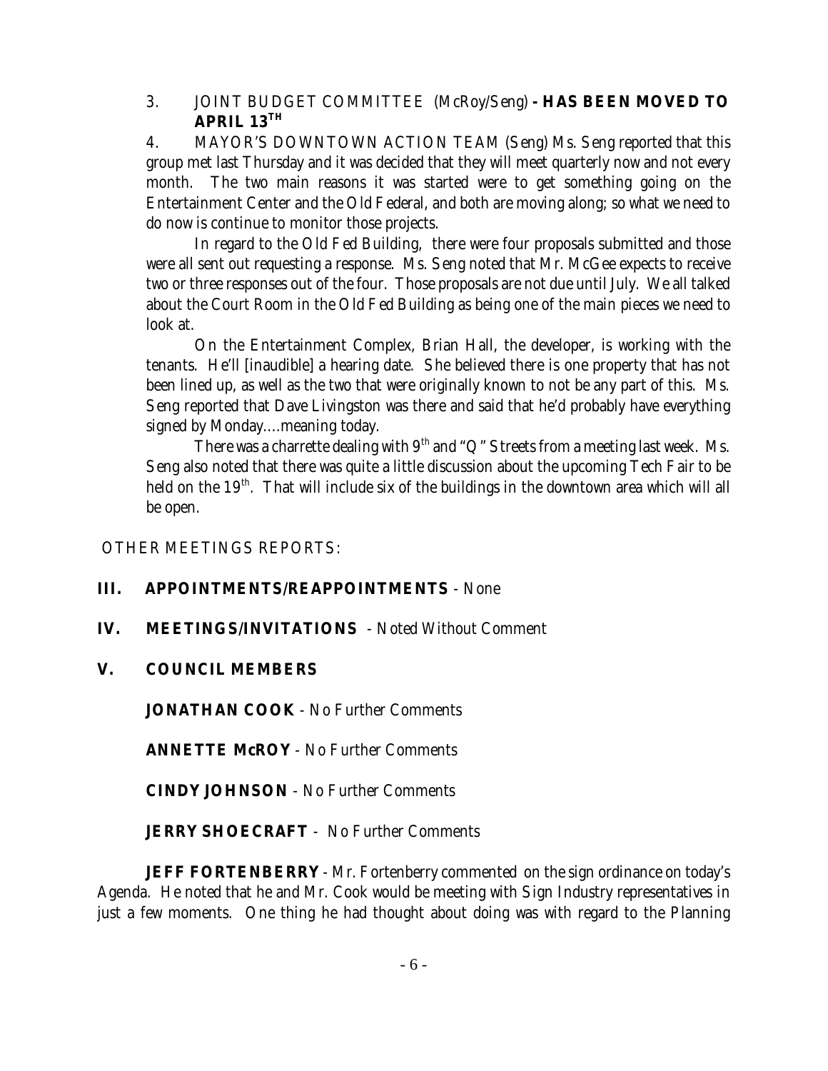3. JOINT BUDGET COMMITTEE (McRoy/Seng) **- HAS BEEN MOVED TO APRIL 13TH**

4. MAYOR'S DOWNTOWN ACTION TEAM (Seng) Ms. Seng reported that this group met last Thursday and it was decided that they will meet quarterly now and not every month. The two main reasons it was started were to get something going on the Entertainment Center and the Old Federal, and both are moving along; so what we need to do now is continue to monitor those projects.

In regard to the Old Fed Building, there were four proposals submitted and those were all sent out requesting a response. Ms. Seng noted that Mr. McGee expects to receive two or three responses out of the four. Those proposals are not due until July. We all talked about the Court Room in the Old Fed Building as being one of the main pieces we need to look at.

On the Entertainment Complex, Brian Hall, the developer, is working with the tenants. He'll [inaudible] a hearing date. She believed there is one property that has not been lined up, as well as the two that were originally known to not be any part of this. Ms. Seng reported that Dave Livingston was there and said that he'd probably have everything signed by Monday....meaning today.

There was a charrette dealing with 9th and "Q" Streets from a meeting last week. Ms. Seng also noted that there was quite a little discussion about the upcoming Tech Fair to be held on the 19th. That will include six of the buildings in the downtown area which will all be open.

OTHER MEETINGS REPORTS:

**III. APPOINTMENTS/REAPPOINTMENTS** - None

**IV. MEETINGS/INVITATIONS** - Noted Without Comment

**V. COUNCIL MEMBERS**

**JONATHAN COOK** - No Further Comments

**ANNETTE McROY** - No Further Comments

**CINDY JOHNSON** - No Further Comments

**JERRY SHOECRAFT** - No Further Comments

**JEFF FORTENBERRY** - Mr. Fortenberry commented on the sign ordinance on today's Agenda. He noted that he and Mr. Cook would be meeting with Sign Industry representatives in just a few moments. One thing he had thought about doing was with regard to the Planning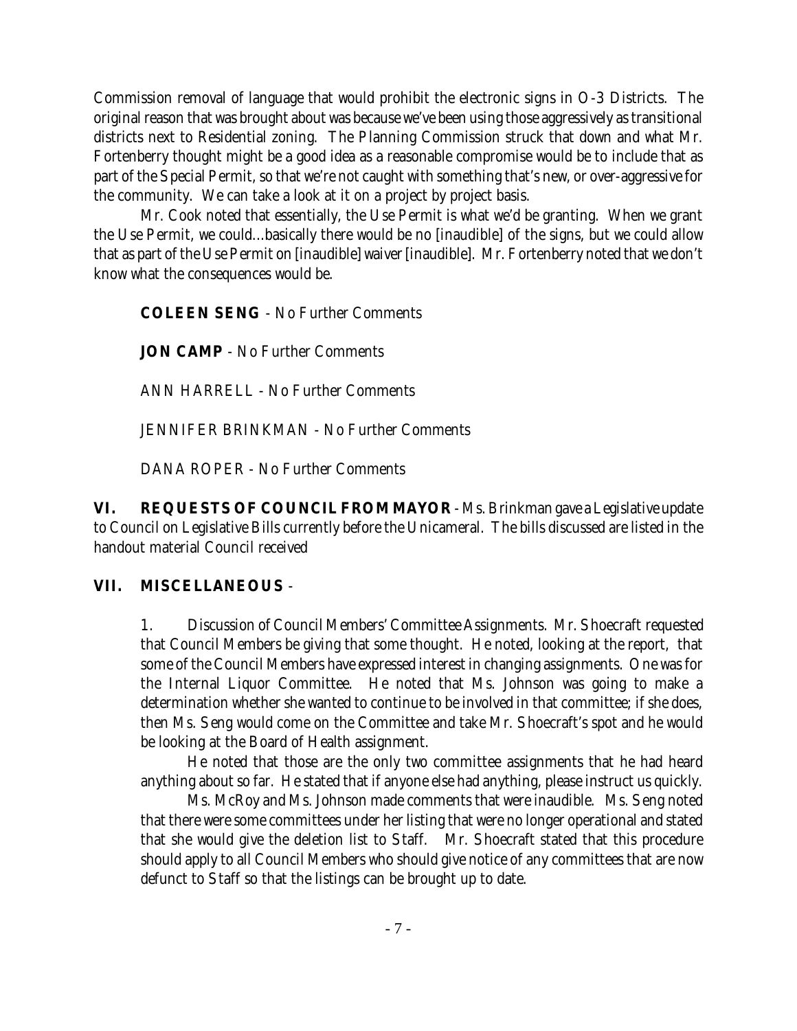Commission removal of language that would prohibit the electronic signs in O-3 Districts. The original reason that was brought about was because we've been using those aggressively as transitional districts next to Residential zoning. The Planning Commission struck that down and what Mr. Fortenberry thought might be a good idea as a reasonable compromise would be to include that as part of the Special Permit, so that we're not caught with something that's new, or over-aggressive for the community. We can take a look at it on a project by project basis.

Mr. Cook noted that essentially, the Use Permit is what we'd be granting. When we grant the Use Permit, we could...basically there would be no [inaudible] of the signs, but we could allow that as part of the Use Permit on [inaudible] waiver [inaudible]. Mr. Fortenberry noted that we don't know what the consequences would be.

**COLEEN SENG** - No Further Comments

**JON CAMP** - No Further Comments

ANN HARRELL - No Further Comments

JENNIFER BRINKMAN - No Further Comments

DANA ROPER - No Further Comments

**VI. REQUESTS OF COUNCIL FROM MAYOR** - Ms. Brinkman gave a Legislative update to Council on Legislative Bills currently before the Unicameral. The bills discussed are listed in the handout material Council received

**VII. MISCELLANEOUS** -

1. Discussion of Council Members' Committee Assignments. Mr. Shoecraft requested that Council Members be giving that some thought. He noted, looking at the report, that some of the Council Members have expressed interest in changing assignments. One was for the Internal Liquor Committee. He noted that Ms. Johnson was going to make a determination whether she wanted to continue to be involved in that committee; if she does, then Ms. Seng would come on the Committee and take Mr. Shoecraft's spot and he would be looking at the Board of Health assignment.

He noted that those are the only two committee assignments that he had heard anything about so far. He stated that if anyone else had anything, please instruct us quickly.

Ms. McRoy and Ms. Johnson made comments that were inaudible. Ms. Seng noted that there were some committees under her listing that were no longer operational and stated that she would give the deletion list to Staff. Mr. Shoecraft stated that this procedure should apply to all Council Members who should give notice of any committees that are now defunct to Staff so that the listings can be brought up to date.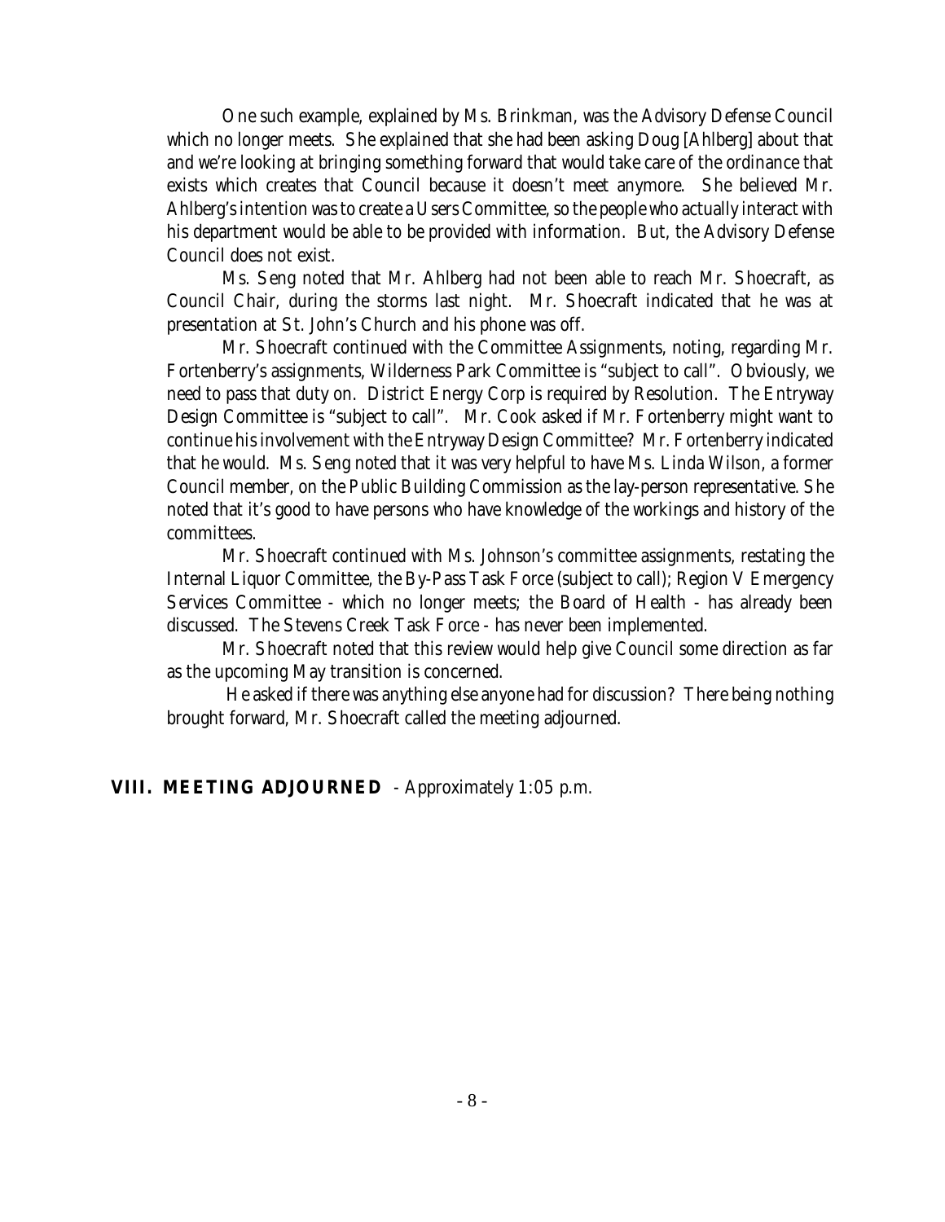One such example, explained by Ms. Brinkman, was the Advisory Defense Council which no longer meets. She explained that she had been asking Doug [Ahlberg] about that and we're looking at bringing something forward that would take care of the ordinance that exists which creates that Council because it doesn't meet anymore. She believed Mr. Ahlberg's intention was to create a Users Committee, so the people who actually interact with his department would be able to be provided with information. But, the Advisory Defense Council does not exist.

Ms. Seng noted that Mr. Ahlberg had not been able to reach Mr. Shoecraft, as Council Chair, during the storms last night. Mr. Shoecraft indicated that he was at presentation at St. John's Church and his phone was off.

Mr. Shoecraft continued with the Committee Assignments, noting, regarding Mr. Fortenberry's assignments, Wilderness Park Committee is "subject to call". Obviously, we need to pass that duty on. District Energy Corp is required by Resolution. The Entryway Design Committee is "subject to call". Mr. Cook asked if Mr. Fortenberry might want to continue his involvement with the Entryway Design Committee? Mr. Fortenberry indicated that he would. Ms. Seng noted that it was very helpful to have Ms. Linda Wilson, a former Council member, on the Public Building Commission as the lay-person representative. She noted that it's good to have persons who have knowledge of the workings and history of the committees.

Mr. Shoecraft continued with Ms. Johnson's committee assignments, restating the Internal Liquor Committee, the By-Pass Task Force (subject to call); Region V Emergency Services Committee - which no longer meets; the Board of Health - has already been discussed. The Stevens Creek Task Force - has never been implemented.

Mr. Shoecraft noted that this review would help give Council some direction as far as the upcoming May transition is concerned.

He asked if there was anything else anyone had for discussion? There being nothing brought forward, Mr. Shoecraft called the meeting adjourned.

**VIII. MEETING ADJOURNED** - Approximately 1:05 p.m.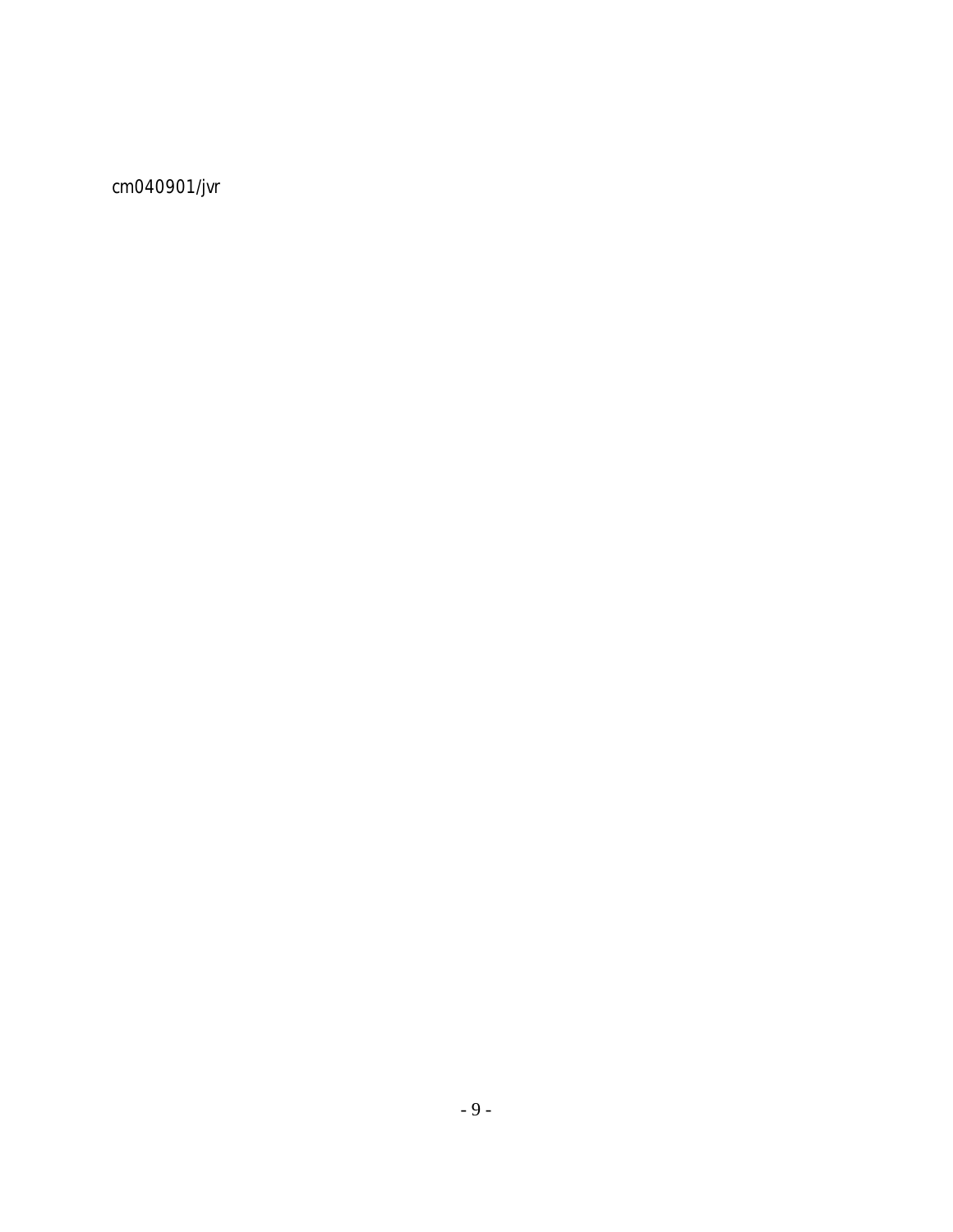cm040901/jvr